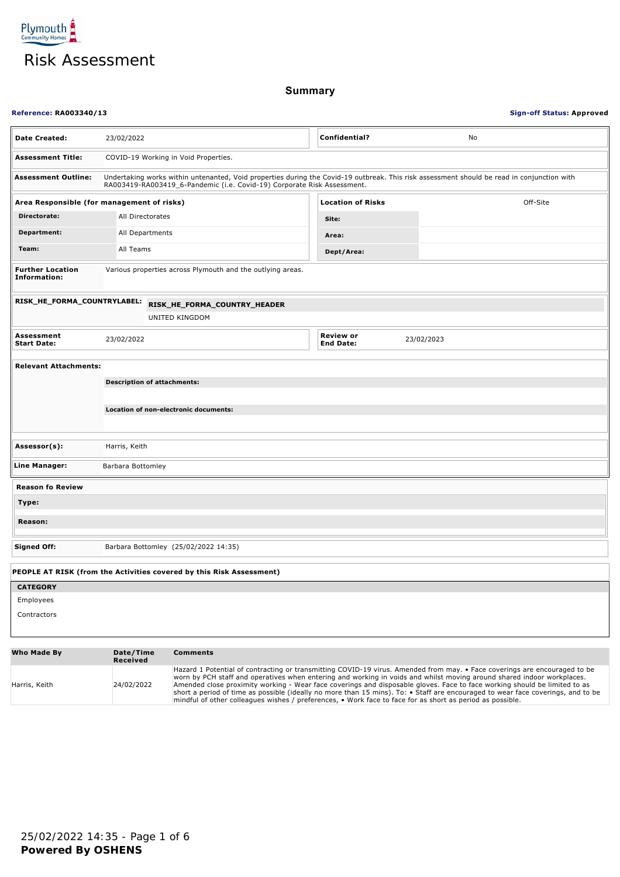Plymouth Community Homes

# Risk Assessment

## Summary

**Reference: RA003340/13** | **Sign-off Status: Approved**

| | | | |
|---|---|---|---|
| **Date Created:** | 23/02/2022 | **Confidential?** | No |
| **Assessment Title:** | COVID-19 Working in Void Properties. | | |
| **Assessment Outline:** | Undertaking works within untenanted, Void properties during the Covid-19 outbreak. This risk assessment should be read in conjunction with RA003419-RA003419_6-Pandemic (i.e. Covid-19) Corporate Risk Assessment. | | |

| **Area Responsible (for management of risks)** | | **Location of Risks** | Off-Site |
|---|---|---|---|
| **Directorate:** | All Directorates | **Site:** | |
| **Department:** | All Departments | **Area:** | |
| **Team:** | All Teams | **Dept/Area:** | |

| | |
|---|---|
| **Further Location Information:** | Various properties across Plymouth and the outlying areas. |
| **RISK_HE_FORMA_COUNTRYLABEL:** | **RISK_HE_FORMA_COUNTRY_HEADER**<br>UNITED KINGDOM |

| | | | |
|---|---|---|---|
| **Assessment Start Date:** | 23/02/2022 | **Review or End Date:** | 23/02/2023 |

**Relevant Attachments:**

**Description of attachments:**

**Location of non-electronic documents:**

| | |
|---|---|
| **Assessor(s):** | Harris, Keith |
| **Line Manager:** | Barbara Bottomley |

**Reason fo Review**

**Type:**

**Reason:**

| | |
|---|---|
| **Signed Off:** | Barbara Bottomley (25/02/2022 14:35) |

**PEOPLE AT RISK (from the Activities covered by this Risk Assessment)**

| CATEGORY |
|---|
| Employees |
| Contractors |

| Who Made By | Date/Time Received | Comments |
|---|---|---|
| Harris, Keith | 24/02/2022 | Hazard 1 Potential of contracting or transmitting COVID-19 virus. Amended from may. • Face coverings are encouraged to be worn by PCH staff and operatives when entering and working in voids and whilst moving around shared indoor workplaces. Amended close proximity working - Wear face coverings and disposable gloves. Face to face working should be limited to as short a period of time as possible (ideally no more than 15 mins). To: • Staff are encouraged to wear face coverings, and to be mindful of other colleagues wishes / preferences, • Work face to face for as short as period as possible. |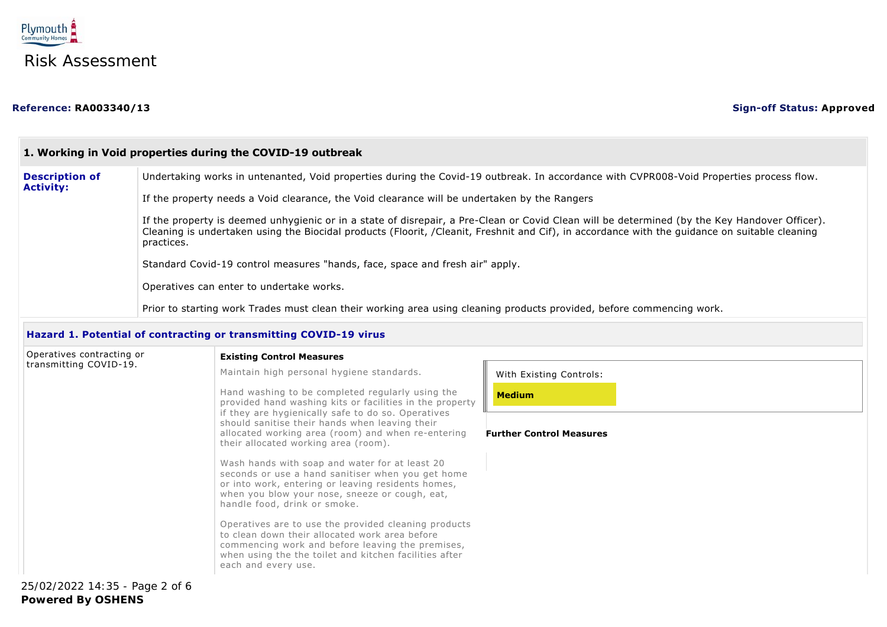Plymouth Community Homes

# Risk Assessment

**Reference: RA003340/13** **Sign-off Status: Approved**

## 1. Working in Void properties during the COVID-19 outbreak

**Description of Activity:**

Undertaking works in untenanted, Void properties during the Covid-19 outbreak. In accordance with CVPR008-Void Properties process flow.

If the property needs a Void clearance, the Void clearance will be undertaken by the Rangers

If the property is deemed unhygienic or in a state of disrepair, a Pre-Clean or Covid Clean will be determined (by the Key Handover Officer). Cleaning is undertaken using the Biocidal products (Floorit, /Cleanit, Freshnit and Cif), in accordance with the guidance on suitable cleaning practices.

Standard Covid-19 control measures "hands, face, space and fresh air" apply.

Operatives can enter to undertake works.

Prior to starting work Trades must clean their working area using cleaning products provided, before commencing work.

### Hazard 1. Potential of contracting or transmitting COVID-19 virus

Operatives contracting or transmitting COVID-19.

**Existing Control Measures**

Maintain high personal hygiene standards.

Hand washing to be completed regularly using the provided hand washing kits or facilities in the property if they are hygienically safe to do so. Operatives should sanitise their hands when leaving their allocated working area (room) and when re-entering their allocated working area (room).

Wash hands with soap and water for at least 20 seconds or use a hand sanitiser when you get home or into work, entering or leaving residents homes, when you blow your nose, sneeze or cough, eat, handle food, drink or smoke.

Operatives are to use the provided cleaning products to clean down their allocated work area before commencing work and before leaving the premises, when using the the toilet and kitchen facilities after each and every use.

With Existing Controls:

**Medium**

**Further Control Measures**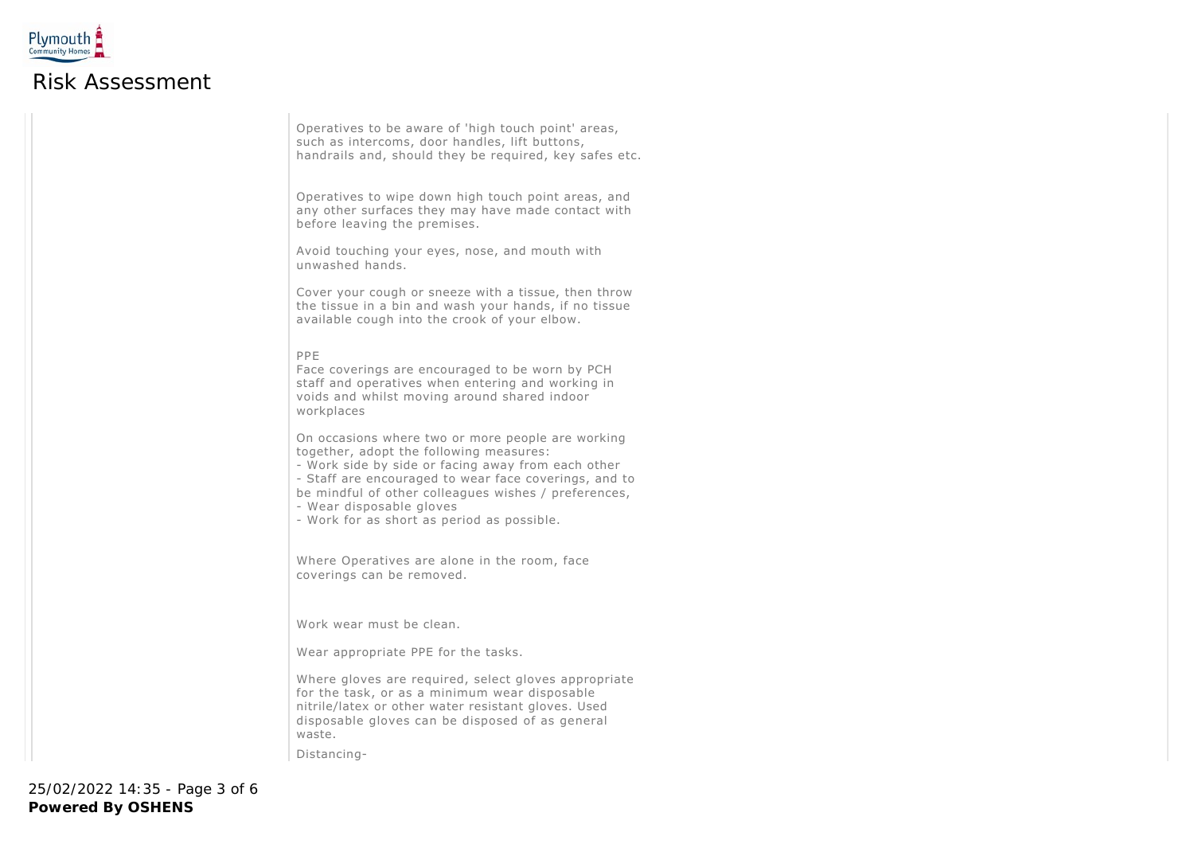# Risk Assessment

Operatives to be aware of 'high touch point' areas, such as intercoms, door handles, lift buttons, handrails and, should they be required, key safes etc.

Operatives to wipe down high touch point areas, and any other surfaces they may have made contact with before leaving the premises.

Avoid touching your eyes, nose, and mouth with unwashed hands.

Cover your cough or sneeze with a tissue, then throw the tissue in a bin and wash your hands, if no tissue available cough into the crook of your elbow.

PPE
Face coverings are encouraged to be worn by PCH staff and operatives when entering and working in voids and whilst moving around shared indoor workplaces

On occasions where two or more people are working together, adopt the following measures:
- Work side by side or facing away from each other
- Staff are encouraged to wear face coverings, and to be mindful of other colleagues wishes / preferences,
- Wear disposable gloves
- Work for as short as period as possible.

Where Operatives are alone in the room, face coverings can be removed.

Work wear must be clean.

Wear appropriate PPE for the tasks.

Where gloves are required, select gloves appropriate for the task, or as a minimum wear disposable nitrile/latex or other water resistant gloves. Used disposable gloves can be disposed of as general waste.

Distancing-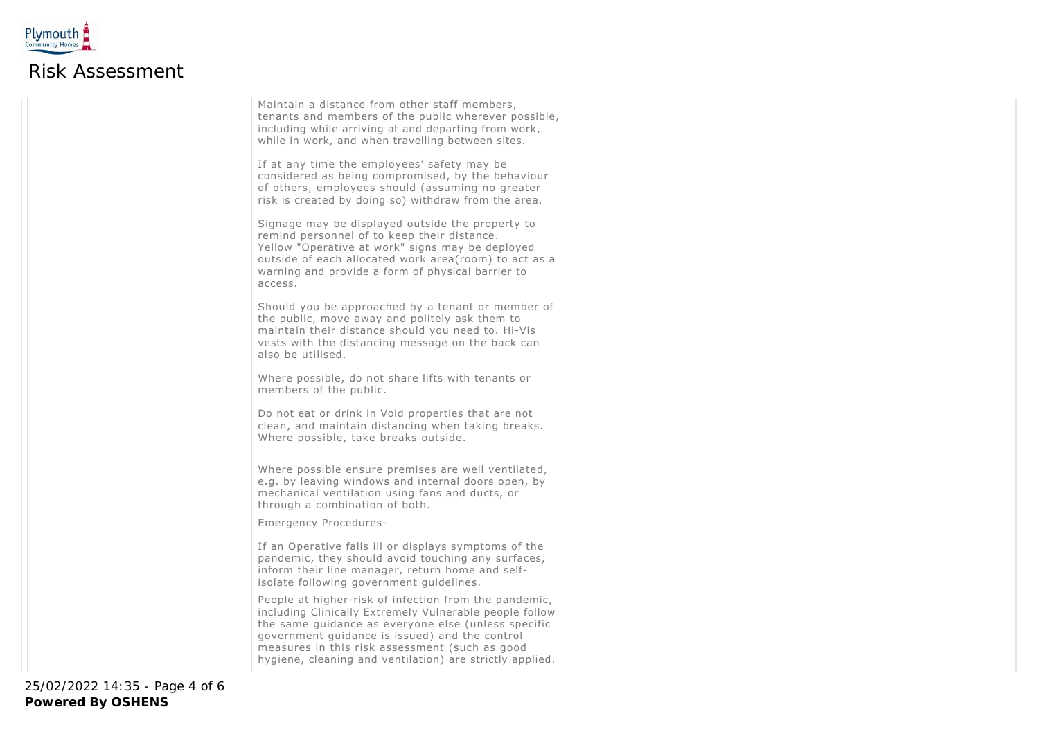Maintain a distance from other staff members, tenants and members of the public wherever possible, including while arriving at and departing from work, while in work, and when travelling between sites.

If at any time the employees' safety may be considered as being compromised, by the behaviour of others, employees should (assuming no greater risk is created by doing so) withdraw from the area.

Signage may be displayed outside the property to remind personnel of to keep their distance.
Yellow "Operative at work" signs may be deployed outside of each allocated work area(room) to act as a warning and provide a form of physical barrier to access.

Should you be approached by a tenant or member of the public, move away and politely ask them to maintain their distance should you need to. Hi-Vis vests with the distancing message on the back can also be utilised.

Where possible, do not share lifts with tenants or members of the public.

Do not eat or drink in Void properties that are not clean, and maintain distancing when taking breaks. Where possible, take breaks outside.

Where possible ensure premises are well ventilated, e.g. by leaving windows and internal doors open, by mechanical ventilation using fans and ducts, or through a combination of both.

Emergency Procedures-

If an Operative falls ill or displays symptoms of the pandemic, they should avoid touching any surfaces, inform their line manager, return home and self-isolate following government guidelines.

People at higher-risk of infection from the pandemic, including Clinically Extremely Vulnerable people follow the same guidance as everyone else (unless specific government guidance is issued) and the control measures in this risk assessment (such as good hygiene, cleaning and ventilation) are strictly applied.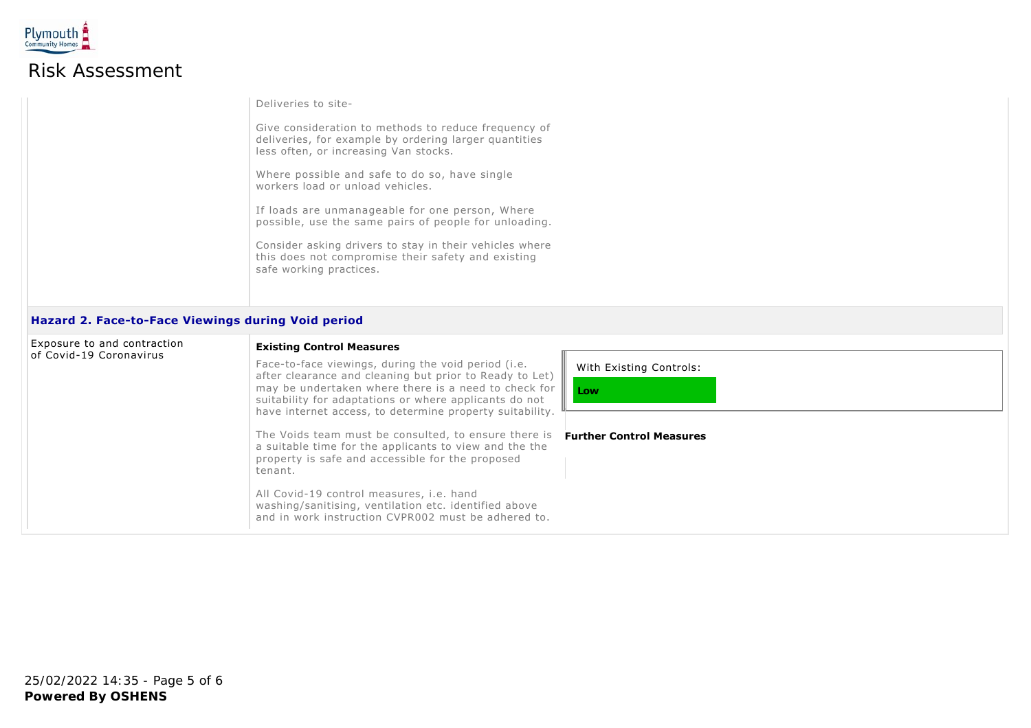# Risk Assessment

Deliveries to site-

Give consideration to methods to reduce frequency of deliveries, for example by ordering larger quantities less often, or increasing Van stocks.

Where possible and safe to do so, have single workers load or unload vehicles.

If loads are unmanageable for one person, Where possible, use the same pairs of people for unloading.

Consider asking drivers to stay in their vehicles where this does not compromise their safety and existing safe working practices.

### Hazard 2. Face-to-Face Viewings during Void period

Exposure to and contraction of Covid-19 Coronavirus

**Existing Control Measures**

Face-to-face viewings, during the void period (i.e. after clearance and cleaning but prior to Ready to Let) may be undertaken where there is a need to check for suitability for adaptations or where applicants do not have internet access, to determine property suitability.

The Voids team must be consulted, to ensure there is a suitable time for the applicants to view and the the property is safe and accessible for the proposed tenant.

All Covid-19 control measures, i.e. hand washing/sanitising, ventilation etc. identified above and in work instruction CVPR002 must be adhered to.

With Existing Controls:

**Low**

**Further Control Measures**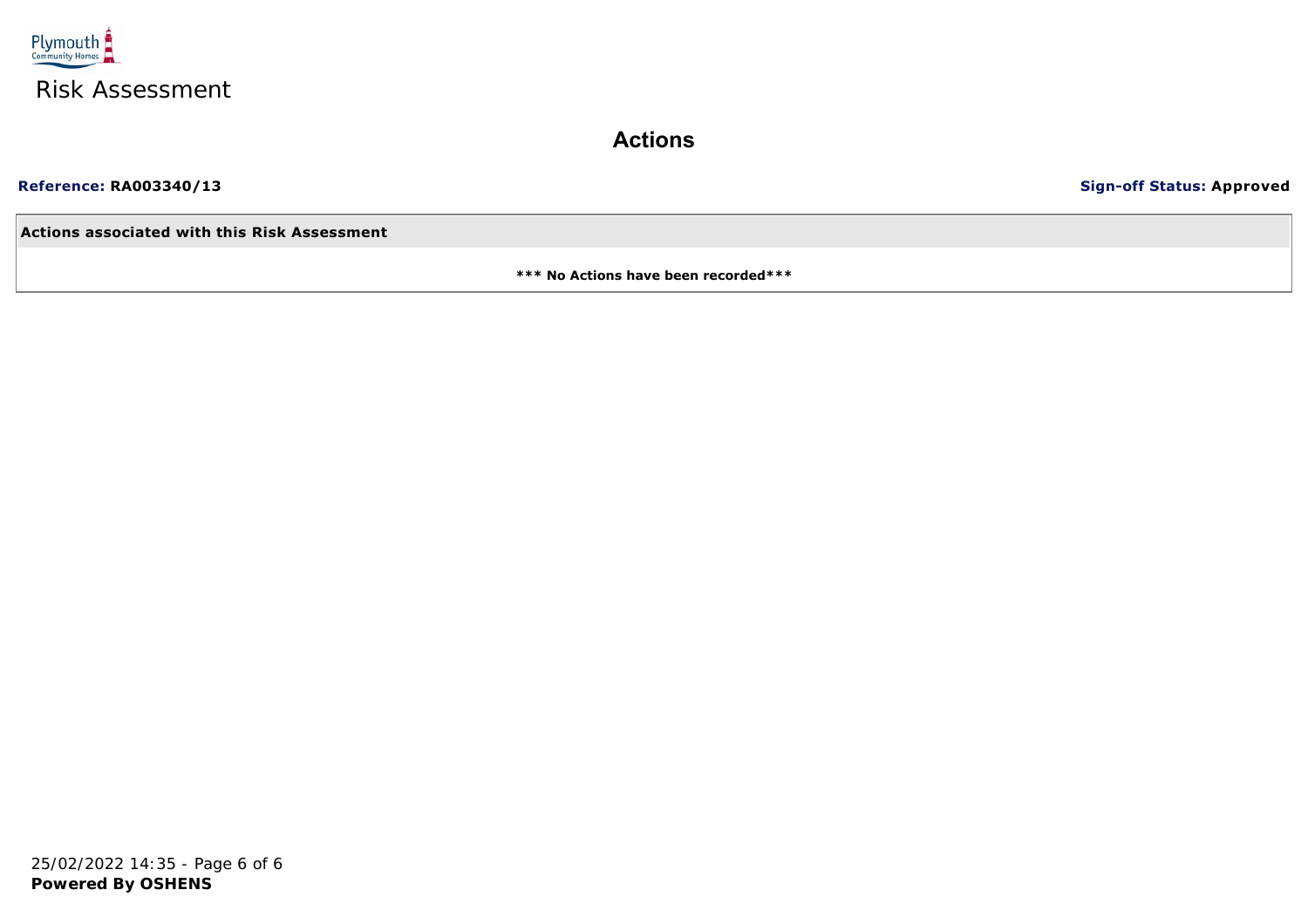## Actions

**Reference:** **RA003340/13** **Sign-off Status:** **Approved**

| Actions associated with this Risk Assessment |
| --- |
| **\*\*\* No Actions have been recorded\*\*\*** |

25/02/2022 14:35

**Powered By OSHENS**